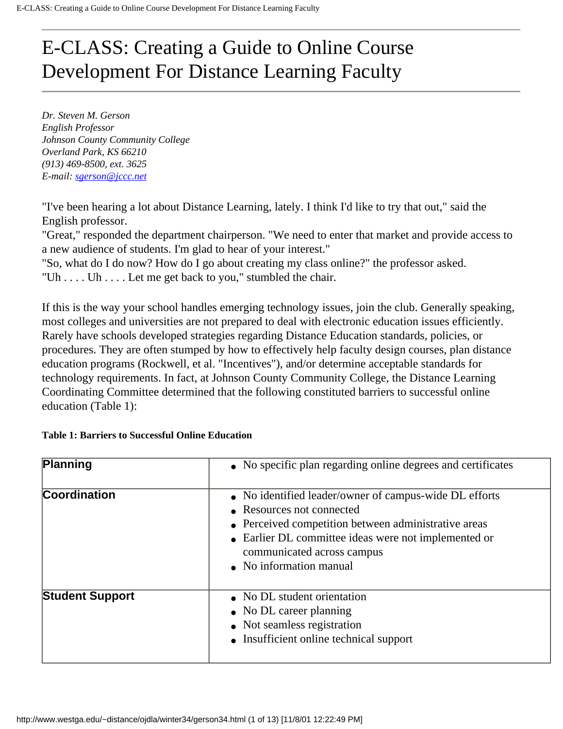# E-CLASS: Creating a Guide to Online Course Development For Distance Learning Faculty

*Dr. Steven M. Gerson*
*English Professor*
*Johnson County Community College*
*Overland Park, KS 66210*
*(913) 469-8500, ext. 3625*
*E-mail: sgerson@jccc.net*

"I've been hearing a lot about Distance Learning, lately. I think I'd like to try that out," said the English professor.
"Great," responded the department chairperson. "We need to enter that market and provide access to a new audience of students. I'm glad to hear of your interest."
"So, what do I do now? How do I go about creating my class online?" the professor asked.
"Uh . . . . Uh . . . . Let me get back to you," stumbled the chair.

If this is the way your school handles emerging technology issues, join the club. Generally speaking, most colleges and universities are not prepared to deal with electronic education issues efficiently. Rarely have schools developed strategies regarding Distance Education standards, policies, or procedures. They are often stumped by how to effectively help faculty design courses, plan distance education programs (Rockwell, et al. "Incentives"), and/or determine acceptable standards for technology requirements. In fact, at Johnson County Community College, the Distance Learning Coordinating Committee determined that the following constituted barriers to successful online education (Table 1):

**Table 1: Barriers to Successful Online Education**

| | |
|---|---|
| **Planning** | • No specific plan regarding online degrees and certificates |
| **Coordination** | • No identified leader/owner of campus-wide DL efforts<br>• Resources not connected<br>• Perceived competition between administrative areas<br>• Earlier DL committee ideas were not implemented or communicated across campus<br>• No information manual |
| **Student Support** | • No DL student orientation<br>• No DL career planning<br>• Not seamless registration<br>• Insufficient online technical support |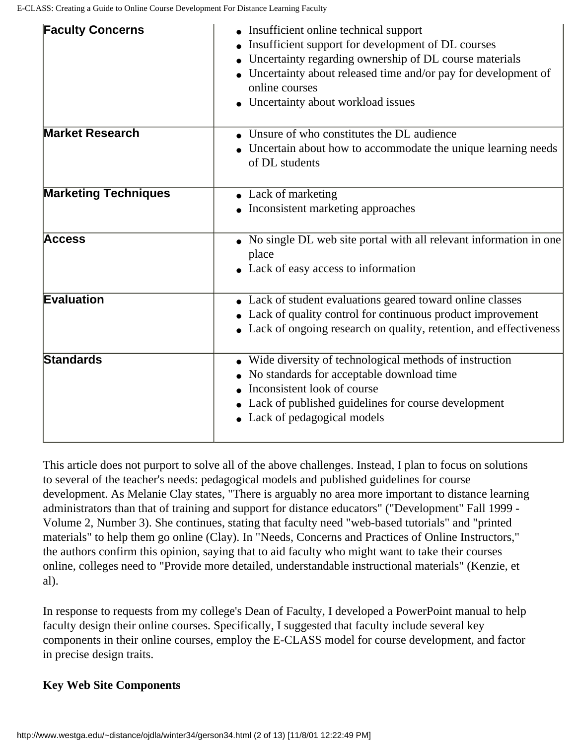| | |
|---|---|
| **Faculty Concerns** | • Insufficient online technical support<br>• Insufficient support for development of DL courses<br>• Uncertainty regarding ownership of DL course materials<br>• Uncertainty about released time and/or pay for development of online courses<br>• Uncertainty about workload issues |
| **Market Research** | • Unsure of who constitutes the DL audience<br>• Uncertain about how to accommodate the unique learning needs of DL students |
| **Marketing Techniques** | • Lack of marketing<br>• Inconsistent marketing approaches |
| **Access** | • No single DL web site portal with all relevant information in one place<br>• Lack of easy access to information |
| **Evaluation** | • Lack of student evaluations geared toward online classes<br>• Lack of quality control for continuous product improvement<br>• Lack of ongoing research on quality, retention, and effectiveness |
| **Standards** | • Wide diversity of technological methods of instruction<br>• No standards for acceptable download time<br>• Inconsistent look of course<br>• Lack of published guidelines for course development<br>• Lack of pedagogical models |

This article does not purport to solve all of the above challenges. Instead, I plan to focus on solutions to several of the teacher's needs: pedagogical models and published guidelines for course development. As Melanie Clay states, "There is arguably no area more important to distance learning administrators than that of training and support for distance educators" ("Development" Fall 1999 - Volume 2, Number 3). She continues, stating that faculty need "web-based tutorials" and "printed materials" to help them go online (Clay). In "Needs, Concerns and Practices of Online Instructors," the authors confirm this opinion, saying that to aid faculty who might want to take their courses online, colleges need to "Provide more detailed, understandable instructional materials" (Kenzie, et al).

In response to requests from my college's Dean of Faculty, I developed a PowerPoint manual to help faculty design their online courses. Specifically, I suggested that faculty include several key components in their online courses, employ the E-CLASS model for course development, and factor in precise design traits.

**Key Web Site Components**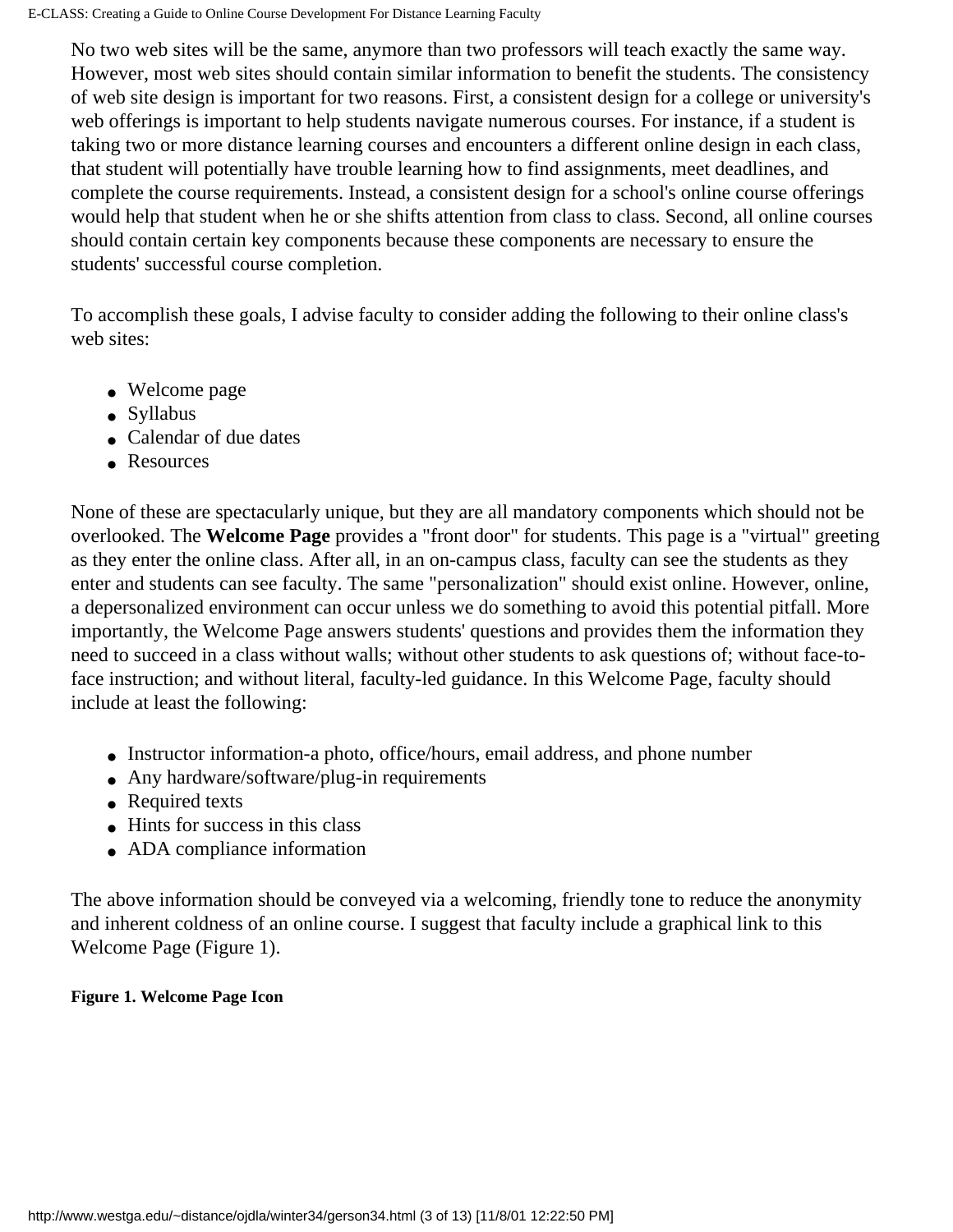No two web sites will be the same, anymore than two professors will teach exactly the same way. However, most web sites should contain similar information to benefit the students. The consistency of web site design is important for two reasons. First, a consistent design for a college or university's web offerings is important to help students navigate numerous courses. For instance, if a student is taking two or more distance learning courses and encounters a different online design in each class, that student will potentially have trouble learning how to find assignments, meet deadlines, and complete the course requirements. Instead, a consistent design for a school's online course offerings would help that student when he or she shifts attention from class to class. Second, all online courses should contain certain key components because these components are necessary to ensure the students' successful course completion.

To accomplish these goals, I advise faculty to consider adding the following to their online class's web sites:

- Welcome page
- Syllabus
- Calendar of due dates
- Resources

None of these are spectacularly unique, but they are all mandatory components which should not be overlooked. The **Welcome Page** provides a "front door" for students. This page is a "virtual" greeting as they enter the online class. After all, in an on-campus class, faculty can see the students as they enter and students can see faculty. The same "personalization" should exist online. However, online, a depersonalized environment can occur unless we do something to avoid this potential pitfall. More importantly, the Welcome Page answers students' questions and provides them the information they need to succeed in a class without walls; without other students to ask questions of; without face-to-face instruction; and without literal, faculty-led guidance. In this Welcome Page, faculty should include at least the following:

- Instructor information-a photo, office/hours, email address, and phone number
- Any hardware/software/plug-in requirements
- Required texts
- Hints for success in this class
- ADA compliance information

The above information should be conveyed via a welcoming, friendly tone to reduce the anonymity and inherent coldness of an online course. I suggest that faculty include a graphical link to this Welcome Page (Figure 1).

**Figure 1. Welcome Page Icon**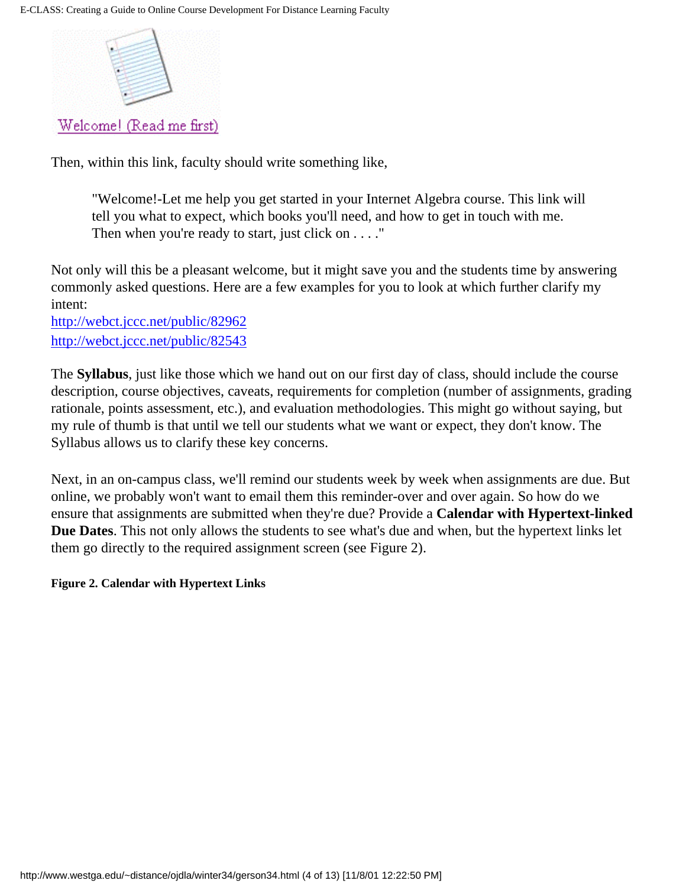Welcome! (Read me first)

Then, within this link, faculty should write something like,

> "Welcome!-Let me help you get started in your Internet Algebra course. This link will tell you what to expect, which books you'll need, and how to get in touch with me. Then when you're ready to start, just click on . . . ."

Not only will this be a pleasant welcome, but it might save you and the students time by answering commonly asked questions. Here are a few examples for you to look at which further clarify my intent:
http://webct.jccc.net/public/82962
http://webct.jccc.net/public/82543

The **Syllabus**, just like those which we hand out on our first day of class, should include the course description, course objectives, caveats, requirements for completion (number of assignments, grading rationale, points assessment, etc.), and evaluation methodologies. This might go without saying, but my rule of thumb is that until we tell our students what we want or expect, they don't know. The Syllabus allows us to clarify these key concerns.

Next, in an on-campus class, we'll remind our students week by week when assignments are due. But online, we probably won't want to email them this reminder-over and over again. So how do we ensure that assignments are submitted when they're due? Provide a **Calendar with Hypertext-linked Due Dates**. This not only allows the students to see what's due and when, but the hypertext links let them go directly to the required assignment screen (see Figure 2).

**Figure 2. Calendar with Hypertext Links**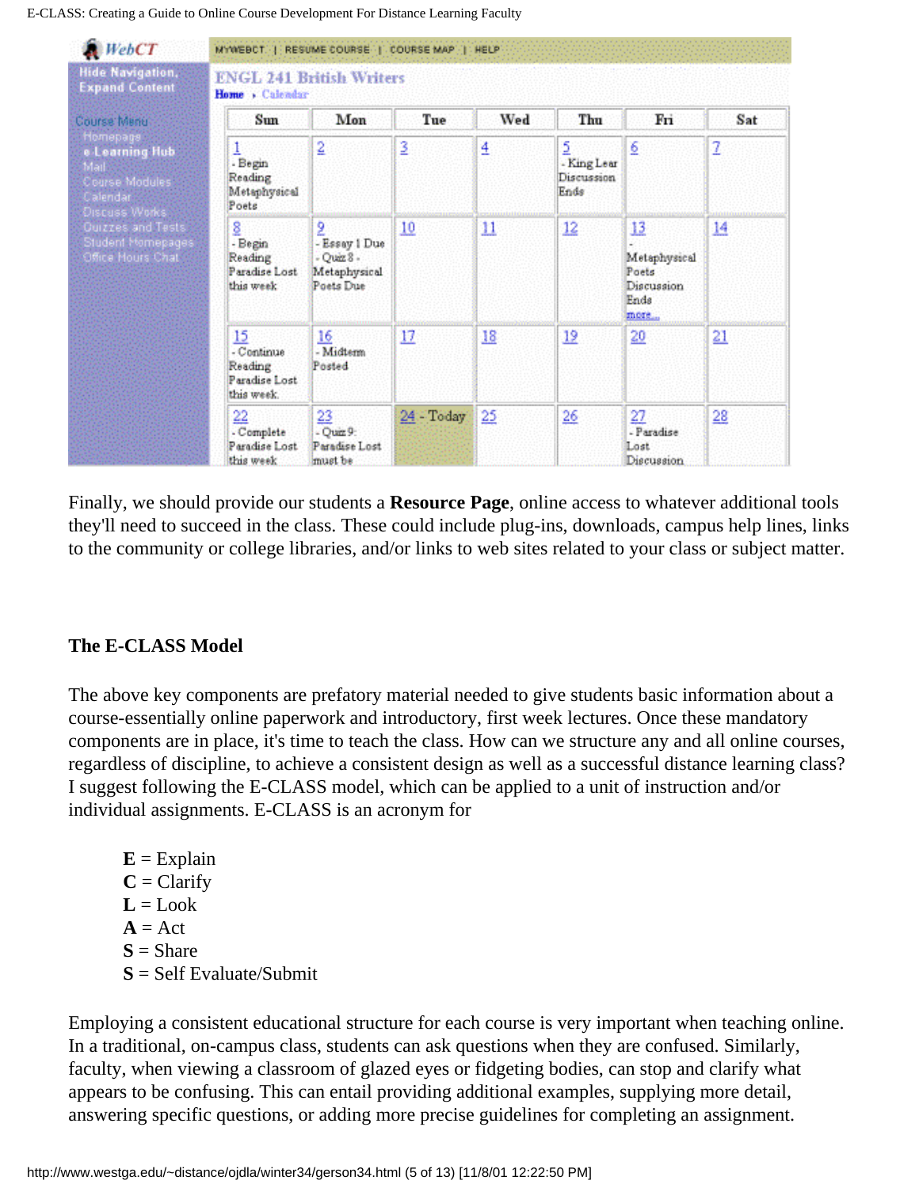ENGL 241 British Writers

Home › Calendar

| Sun | Mon | Tue | Wed | Thu | Fri | Sat |
|---|---|---|---|---|---|---|
| 1 - Begin Reading Metaphysical Poets | 2 | 3 | 4 | 5 - King Lear Discussion Ends | 6 | 7 |
| 8 - Begin Reading Paradise Lost this week | 9 - Essay 1 Due - Quiz 8 - Metaphysical Poets Due | 10 | 11 | 12 | 13 - Metaphysical Poets Discussion Ends more... | 14 |
| 15 - Continue Reading Paradise Lost this week. | 16 - Midterm Posted | 17 | 18 | 19 | 20 | 21 |
| 22 - Complete Paradise Lost this week | 23 - Quiz 9: Paradise Lost must be | 24 - Today | 25 | 26 | 27 - Paradise Lost Discussion | 28 |

Finally, we should provide our students a **Resource Page**, online access to whatever additional tools they'll need to succeed in the class. These could include plug-ins, downloads, campus help lines, links to the community or college libraries, and/or links to web sites related to your class or subject matter.

### The E-CLASS Model

The above key components are prefatory material needed to give students basic information about a course-essentially online paperwork and introductory, first week lectures. Once these mandatory components are in place, it's time to teach the class. How can we structure any and all online courses, regardless of discipline, to achieve a consistent design as well as a successful distance learning class? I suggest following the E-CLASS model, which can be applied to a unit of instruction and/or individual assignments. E-CLASS is an acronym for

- **E** = Explain
- **C** = Clarify
- **L** = Look
- **A** = Act
- **S** = Share
- **S** = Self Evaluate/Submit

Employing a consistent educational structure for each course is very important when teaching online. In a traditional, on-campus class, students can ask questions when they are confused. Similarly, faculty, when viewing a classroom of glazed eyes or fidgeting bodies, can stop and clarify what appears to be confusing. This can entail providing additional examples, supplying more detail, answering specific questions, or adding more precise guidelines for completing an assignment.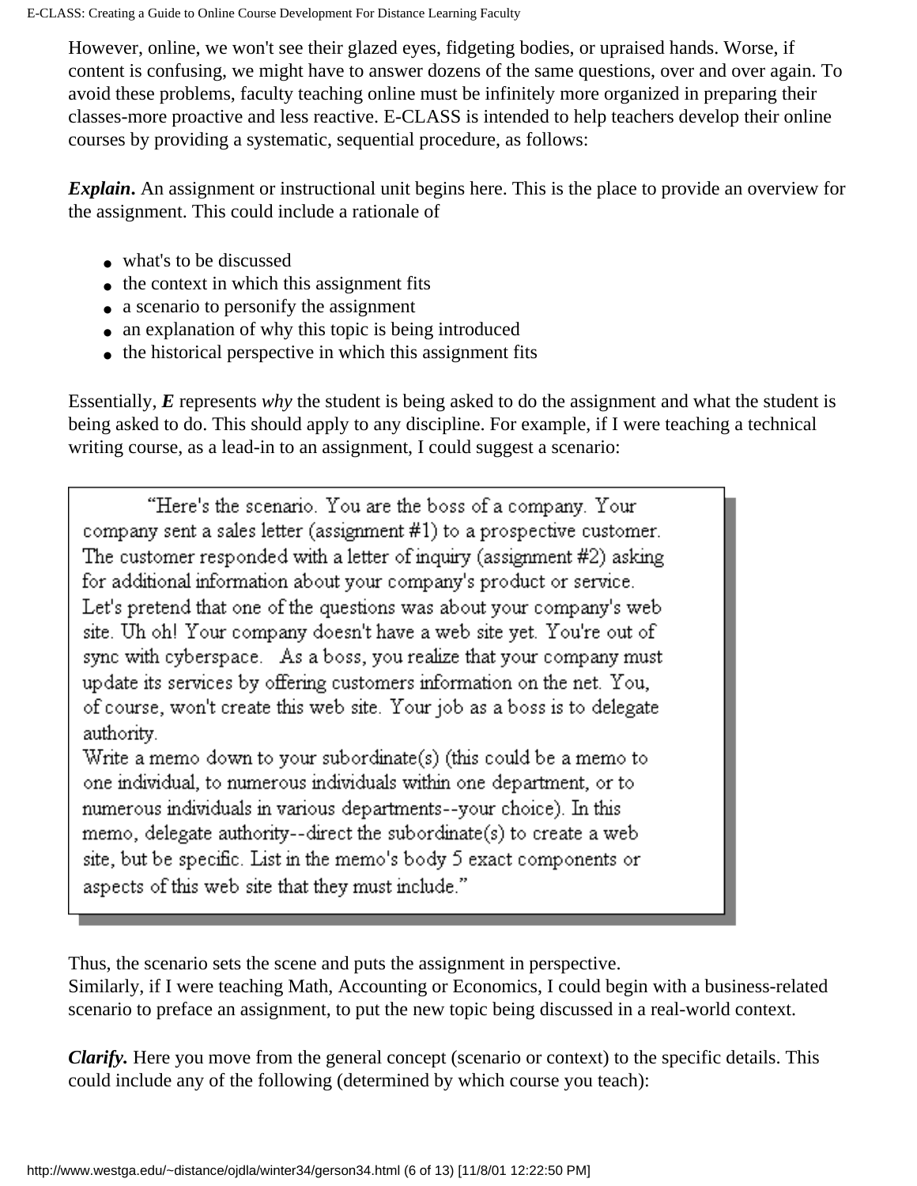However, online, we won't see their glazed eyes, fidgeting bodies, or upraised hands. Worse, if content is confusing, we might have to answer dozens of the same questions, over and over again. To avoid these problems, faculty teaching online must be infinitely more organized in preparing their classes-more proactive and less reactive. E-CLASS is intended to help teachers develop their online courses by providing a systematic, sequential procedure, as follows:

***Explain*.** An assignment or instructional unit begins here. This is the place to provide an overview for the assignment. This could include a rationale of

- what's to be discussed
- the context in which this assignment fits
- a scenario to personify the assignment
- an explanation of why this topic is being introduced
- the historical perspective in which this assignment fits

Essentially, ***E*** represents *why* the student is being asked to do the assignment and what the student is being asked to do. This should apply to any discipline. For example, if I were teaching a technical writing course, as a lead-in to an assignment, I could suggest a scenario:

> "Here's the scenario. You are the boss of a company. Your company sent a sales letter (assignment #1) to a prospective customer. The customer responded with a letter of inquiry (assignment #2) asking for additional information about your company's product or service. Let's pretend that one of the questions was about your company's web site. Uh oh! Your company doesn't have a web site yet. You're out of sync with cyberspace. As a boss, you realize that your company must update its services by offering customers information on the net. You, of course, won't create this web site. Your job as a boss is to delegate authority.
> Write a memo down to your subordinate(s) (this could be a memo to one individual, to numerous individuals within one department, or to numerous individuals in various departments--your choice). In this memo, delegate authority--direct the subordinate(s) to create a web site, but be specific. List in the memo's body 5 exact components or aspects of this web site that they must include."

Thus, the scenario sets the scene and puts the assignment in perspective.
Similarly, if I were teaching Math, Accounting or Economics, I could begin with a business-related scenario to preface an assignment, to put the new topic being discussed in a real-world context.

***Clarify.*** Here you move from the general concept (scenario or context) to the specific details. This could include any of the following (determined by which course you teach):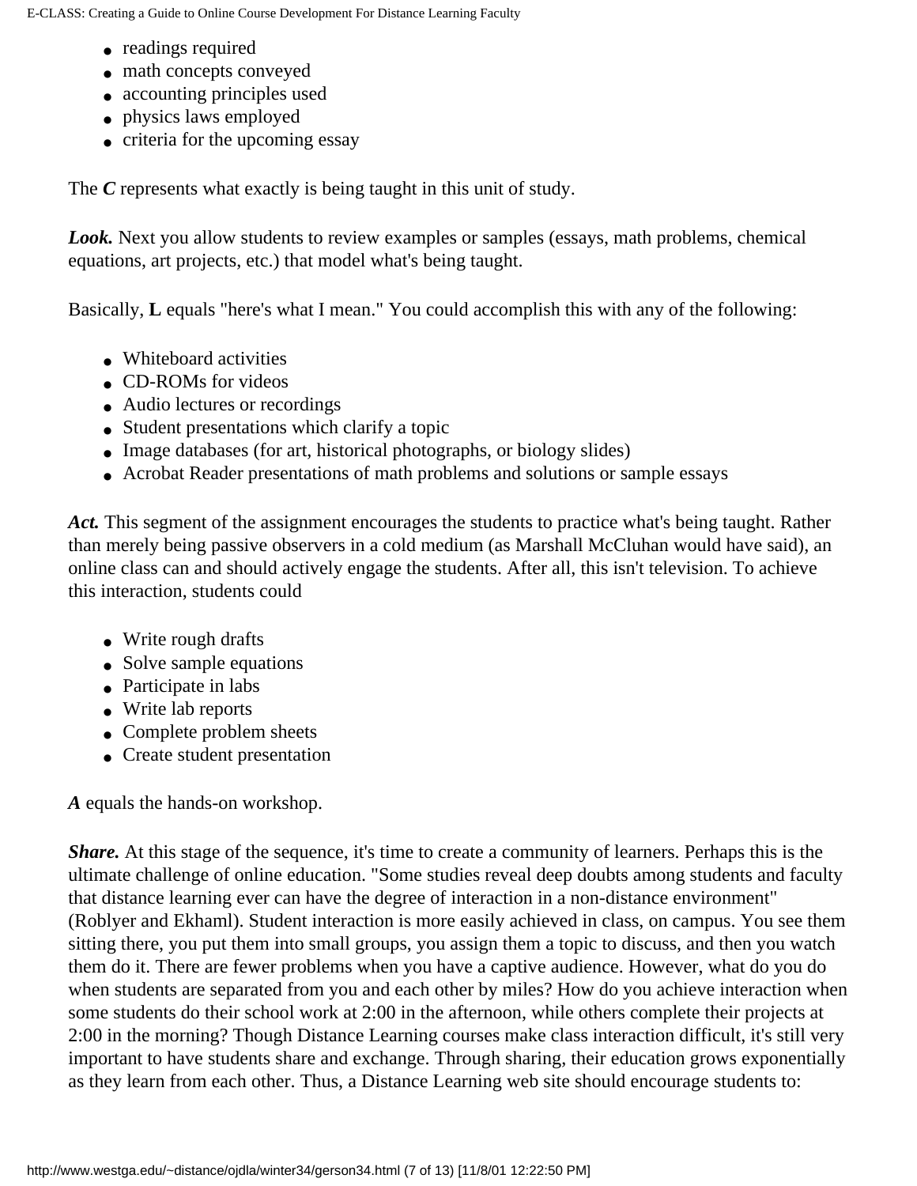- readings required
- math concepts conveyed
- accounting principles used
- physics laws employed
- criteria for the upcoming essay

The ***C*** represents what exactly is being taught in this unit of study.

***Look.*** Next you allow students to review examples or samples (essays, math problems, chemical equations, art projects, etc.) that model what's being taught.

Basically, **L** equals "here's what I mean." You could accomplish this with any of the following:

- Whiteboard activities
- CD-ROMs for videos
- Audio lectures or recordings
- Student presentations which clarify a topic
- Image databases (for art, historical photographs, or biology slides)
- Acrobat Reader presentations of math problems and solutions or sample essays

***Act.*** This segment of the assignment encourages the students to practice what's being taught. Rather than merely being passive observers in a cold medium (as Marshall McCluhan would have said), an online class can and should actively engage the students. After all, this isn't television. To achieve this interaction, students could

- Write rough drafts
- Solve sample equations
- Participate in labs
- Write lab reports
- Complete problem sheets
- Create student presentation

***A*** equals the hands-on workshop.

***Share.*** At this stage of the sequence, it's time to create a community of learners. Perhaps this is the ultimate challenge of online education. "Some studies reveal deep doubts among students and faculty that distance learning ever can have the degree of interaction in a non-distance environment" (Roblyer and Ekhaml). Student interaction is more easily achieved in class, on campus. You see them sitting there, you put them into small groups, you assign them a topic to discuss, and then you watch them do it. There are fewer problems when you have a captive audience. However, what do you do when students are separated from you and each other by miles? How do you achieve interaction when some students do their school work at 2:00 in the afternoon, while others complete their projects at 2:00 in the morning? Though Distance Learning courses make class interaction difficult, it's still very important to have students share and exchange. Through sharing, their education grows exponentially as they learn from each other. Thus, a Distance Learning web site should encourage students to: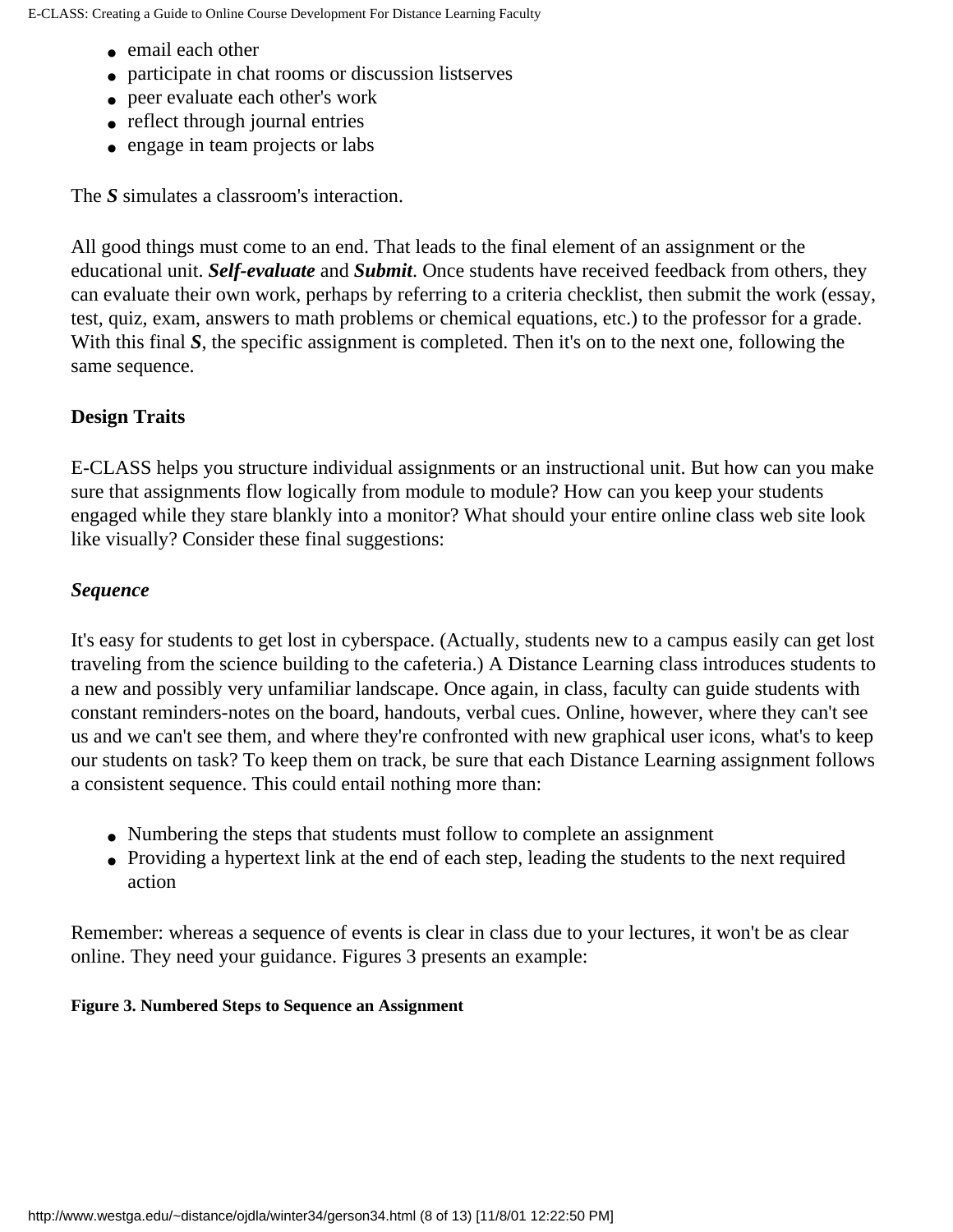- email each other
- participate in chat rooms or discussion listserves
- peer evaluate each other's work
- reflect through journal entries
- engage in team projects or labs

The ***S*** simulates a classroom's interaction.

All good things must come to an end. That leads to the final element of an assignment or the educational unit. ***Self-evaluate*** and ***Submit***. Once students have received feedback from others, they can evaluate their own work, perhaps by referring to a criteria checklist, then submit the work (essay, test, quiz, exam, answers to math problems or chemical equations, etc.) to the professor for a grade. With this final ***S***, the specific assignment is completed. Then it's on to the next one, following the same sequence.

### Design Traits

E-CLASS helps you structure individual assignments or an instructional unit. But how can you make sure that assignments flow logically from module to module? How can you keep your students engaged while they stare blankly into a monitor? What should your entire online class web site look like visually? Consider these final suggestions:

#### *Sequence*

It's easy for students to get lost in cyberspace. (Actually, students new to a campus easily can get lost traveling from the science building to the cafeteria.) A Distance Learning class introduces students to a new and possibly very unfamiliar landscape. Once again, in class, faculty can guide students with constant reminders-notes on the board, handouts, verbal cues. Online, however, where they can't see us and we can't see them, and where they're confronted with new graphical user icons, what's to keep our students on task? To keep them on track, be sure that each Distance Learning assignment follows a consistent sequence. This could entail nothing more than:

- Numbering the steps that students must follow to complete an assignment
- Providing a hypertext link at the end of each step, leading the students to the next required action

Remember: whereas a sequence of events is clear in class due to your lectures, it won't be as clear online. They need your guidance. Figures 3 presents an example:

**Figure 3. Numbered Steps to Sequence an Assignment**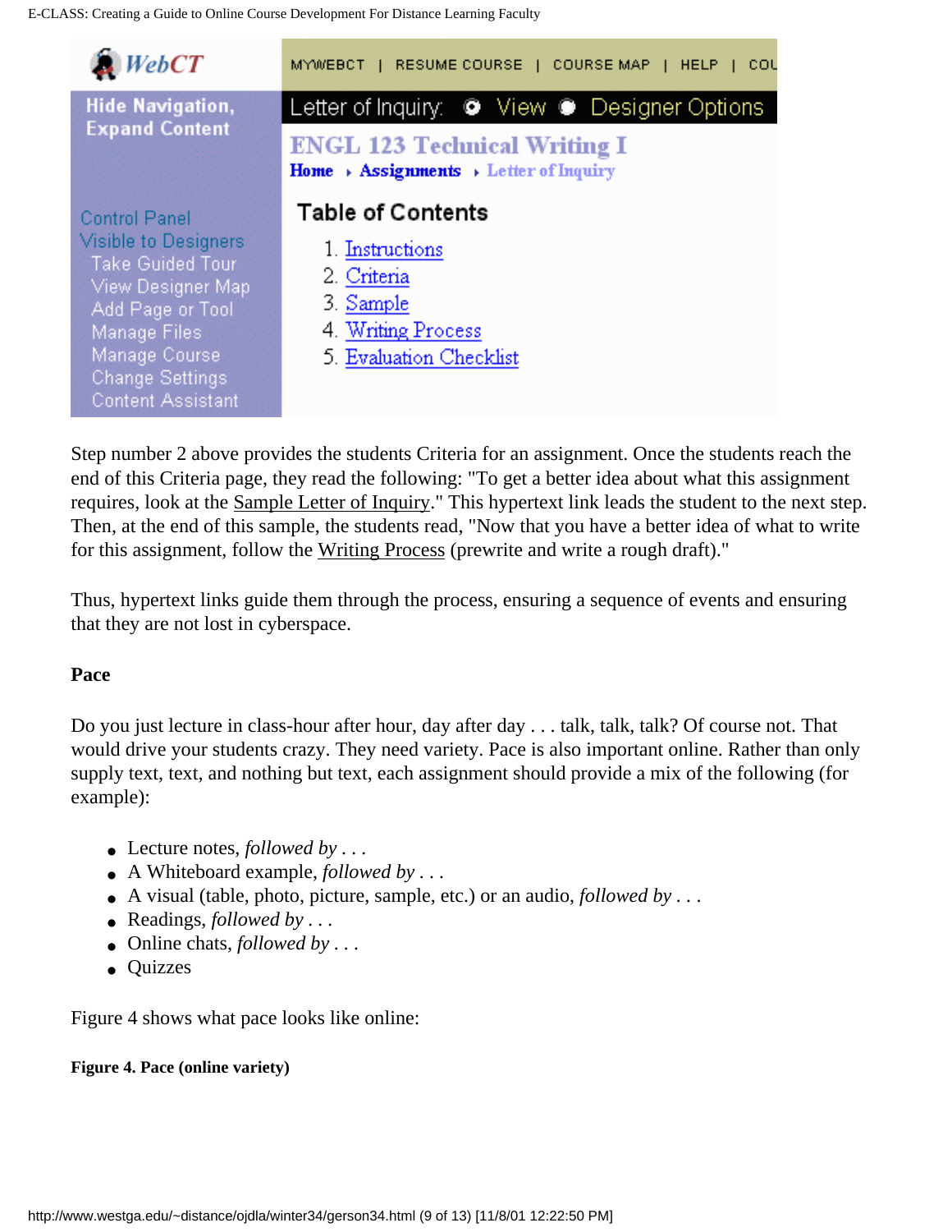Step number 2 above provides the students Criteria for an assignment. Once the students reach the end of this Criteria page, they read the following: "To get a better idea about what this assignment requires, look at the Sample Letter of Inquiry." This hypertext link leads the student to the next step. Then, at the end of this sample, the students read, "Now that you have a better idea of what to write for this assignment, follow the Writing Process (prewrite and write a rough draft)."

Thus, hypertext links guide them through the process, ensuring a sequence of events and ensuring that they are not lost in cyberspace.

**Pace**

Do you just lecture in class-hour after hour, day after day . . . talk, talk, talk? Of course not. That would drive your students crazy. They need variety. Pace is also important online. Rather than only supply text, text, and nothing but text, each assignment should provide a mix of the following (for example):

- Lecture notes, *followed by* . . .
- A Whiteboard example, *followed by* . . .
- A visual (table, photo, picture, sample, etc.) or an audio, *followed by* . . .
- Readings, *followed by* . . .
- Online chats, *followed by* . . .
- Quizzes

Figure 4 shows what pace looks like online:

**Figure 4. Pace (online variety)**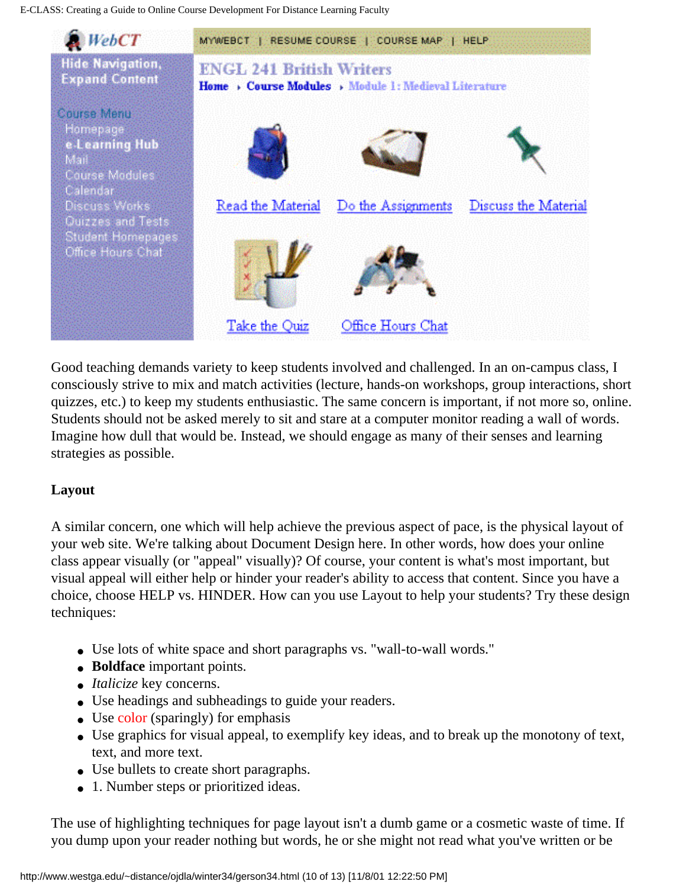Good teaching demands variety to keep students involved and challenged. In an on-campus class, I consciously strive to mix and match activities (lecture, hands-on workshops, group interactions, short quizzes, etc.) to keep my students enthusiastic. The same concern is important, if not more so, online. Students should not be asked merely to sit and stare at a computer monitor reading a wall of words. Imagine how dull that would be. Instead, we should engage as many of their senses and learning strategies as possible.

**Layout**

A similar concern, one which will help achieve the previous aspect of pace, is the physical layout of your web site. We're talking about Document Design here. In other words, how does your online class appear visually (or "appeal" visually)? Of course, your content is what's most important, but visual appeal will either help or hinder your reader's ability to access that content. Since you have a choice, choose HELP vs. HINDER. How can you use Layout to help your students? Try these design techniques:

- Use lots of white space and short paragraphs vs. "wall-to-wall words."
- **Boldface** important points.
- *Italicize* key concerns.
- Use headings and subheadings to guide your readers.
- Use color (sparingly) for emphasis
- Use graphics for visual appeal, to exemplify key ideas, and to break up the monotony of text, text, and more text.
- Use bullets to create short paragraphs.
- 1. Number steps or prioritized ideas.

The use of highlighting techniques for page layout isn't a dumb game or a cosmetic waste of time. If you dump upon your reader nothing but words, he or she might not read what you've written or be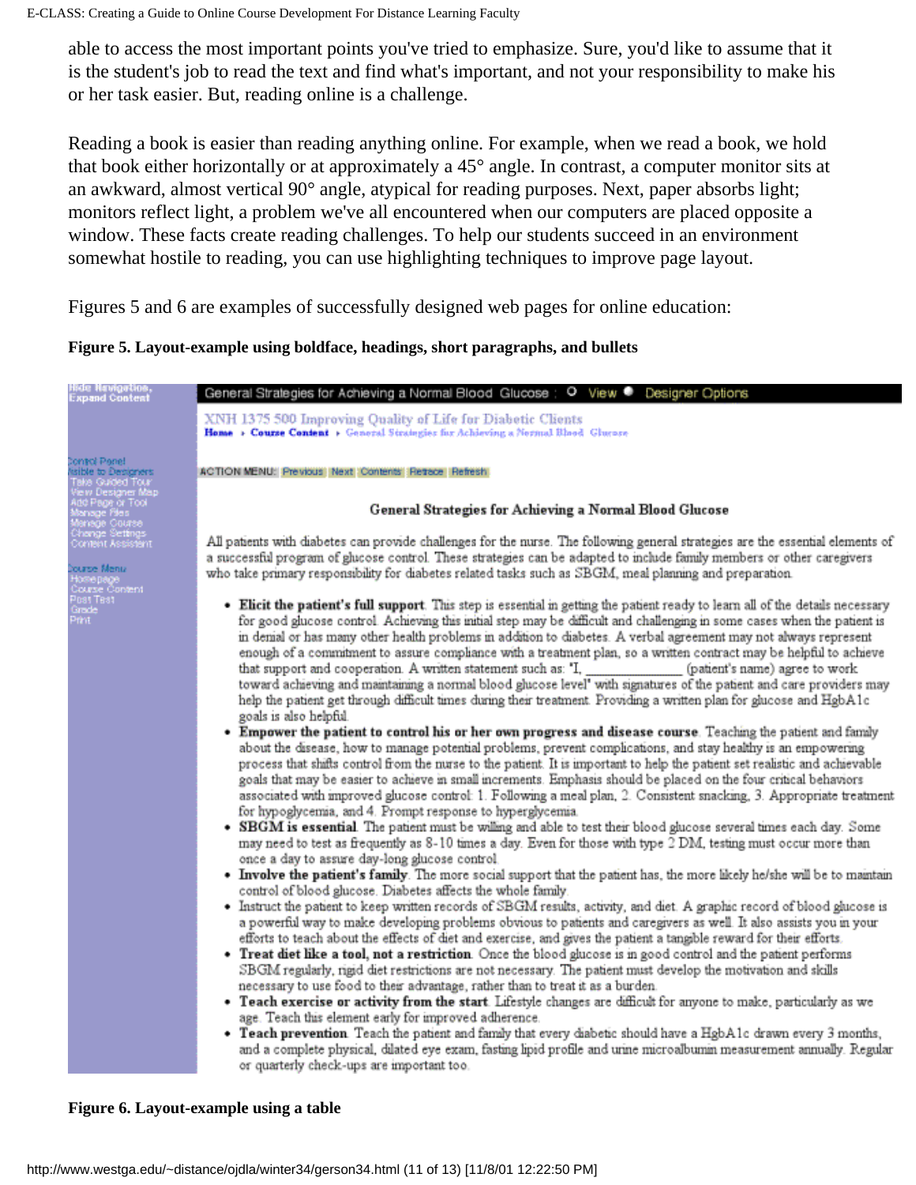able to access the most important points you've tried to emphasize. Sure, you'd like to assume that it is the student's job to read the text and find what's important, and not your responsibility to make his or her task easier. But, reading online is a challenge.

Reading a book is easier than reading anything online. For example, when we read a book, we hold that book either horizontally or at approximately a 45° angle. In contrast, a computer monitor sits at an awkward, almost vertical 90° angle, atypical for reading purposes. Next, paper absorbs light; monitors reflect light, a problem we've all encountered when our computers are placed opposite a window. These facts create reading challenges. To help our students succeed in an environment somewhat hostile to reading, you can use highlighting techniques to improve page layout.

Figures 5 and 6 are examples of successfully designed web pages for online education:

**Figure 5. Layout-example using boldface, headings, short paragraphs, and bullets**

Hide Navigation, Expand Content

Control Panel
Visible to Designers
Take Guided Tour
View Designer Map
Add Page or Tool
Manage Files
Manage Course
Change Settings
Content Assistant

Course Menu
Homepage
Course Content
Post Test
Grade
Print

General Strategies for Achieving a Normal Blood Glucose : View Designer Options

XNH 1375 500 Improving Quality of Life for Diabetic Clients
**Home** › **Course Content** › General Strategies for Achieving a Normal Blood Glucose

ACTION MENU: Previous Next Contents Retrace Refresh

**General Strategies for Achieving a Normal Blood Glucose**

All patients with diabetes can provide challenges for the nurse. The following general strategies are the essential elements of a successful program of glucose control. These strategies can be adapted to include family members or other caregivers who take primary responsibility for diabetes related tasks such as SBGM, meal planning and preparation.

- **Elicit the patient's full support**. This step is essential in getting the patient ready to learn all of the details necessary for good glucose control. Achieving this initial step may be difficult and challenging in some cases when the patient is in denial or has many other health problems in addition to diabetes. A verbal agreement may not always represent enough of a commitment to assure compliance with a treatment plan, so a written contract may be helpful to achieve that support and cooperation. A written statement such as: "I, ______________ (patient's name) agree to work toward achieving and maintaining a normal blood glucose level" with signatures of the patient and care providers may help the patient get through difficult times during their treatment. Providing a written plan for glucose and HgbA1c goals is also helpful.
- **Empower the patient to control his or her own progress and disease course**. Teaching the patient and family about the disease, how to manage potential problems, prevent complications, and stay healthy is an empowering process that shifts control from the nurse to the patient. It is important to help the patient set realistic and achievable goals that may be easier to achieve in small increments. Emphasis should be placed on the four critical behaviors associated with improved glucose control: 1. Following a meal plan, 2. Consistent snacking, 3. Appropriate treatment for hypoglycemia, and 4. Prompt response to hyperglycemia.
- **SBGM is essential**. The patient must be willing and able to test their blood glucose several times each day. Some may need to test as frequently as 8-10 times a day. Even for those with type 2 DM, testing must occur more than once a day to assure day-long glucose control.
- **Involve the patient's family**. The more social support that the patient has, the more likely he/she will be to maintain control of blood glucose. Diabetes affects the whole family.
- Instruct the patient to keep written records of SBGM results, activity, and diet. A graphic record of blood glucose is a powerful way to make developing problems obvious to patients and caregivers as well. It also assists you in your efforts to teach about the effects of diet and exercise, and gives the patient a tangible reward for their efforts.
- **Treat diet like a tool, not a restriction**. Once the blood glucose is in good control and the patient performs SBGM regularly, rigid diet restrictions are not necessary. The patient must develop the motivation and skills necessary to use food to their advantage, rather than to treat it as a burden.
- **Teach exercise or activity from the start**. Lifestyle changes are difficult for anyone to make, particularly as we age. Teach this element early for improved adherence.
- **Teach prevention**. Teach the patient and family that every diabetic should have a HgbA1c drawn every 3 months, and a complete physical, dilated eye exam, fasting lipid profile and urine microalbumin measurement annually. Regular or quarterly check-ups are important too.

**Figure 6. Layout-example using a table**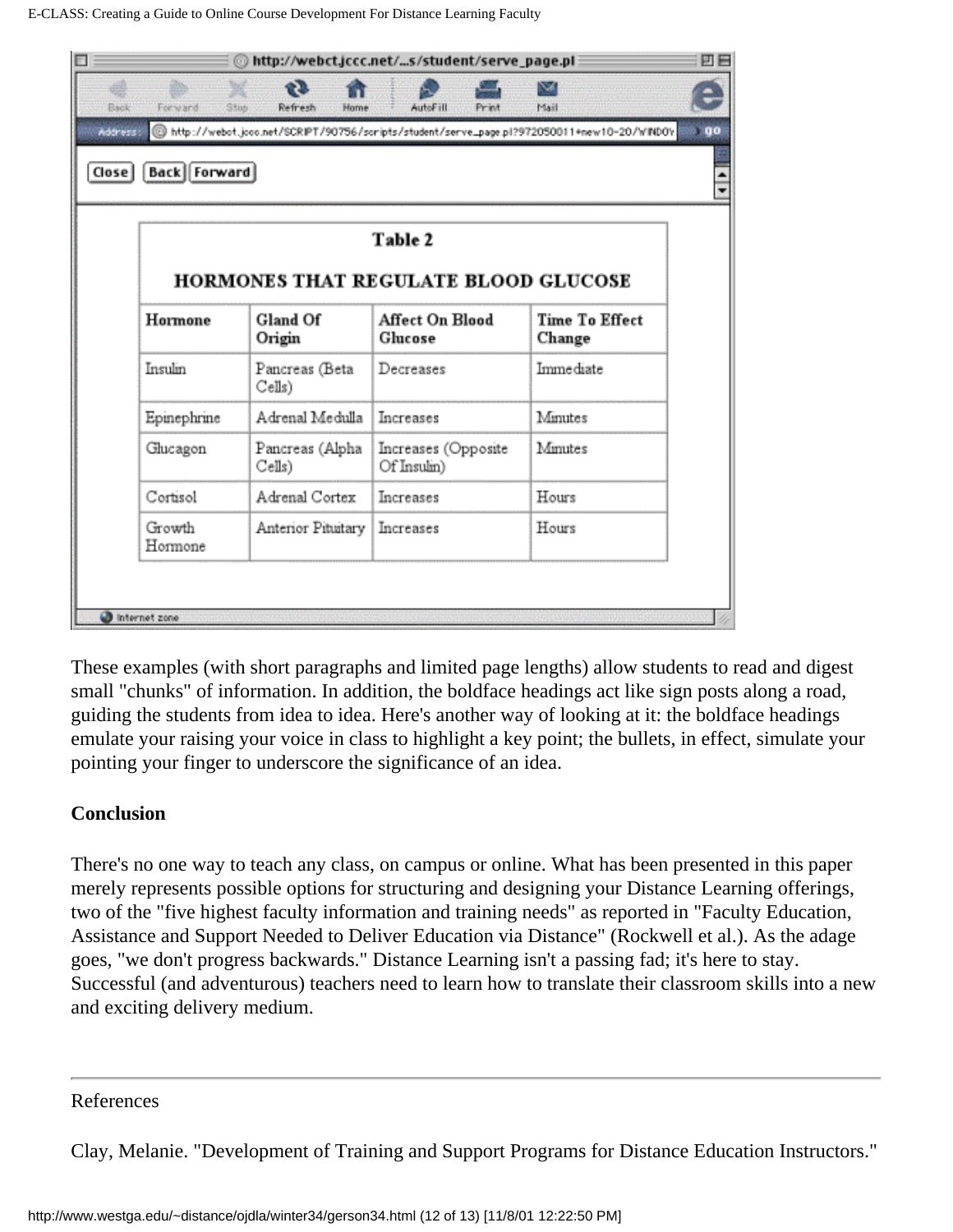| Table 2 HORMONES THAT REGULATE BLOOD GLUCOSE | | | |
|---|---|---|---|
| **Hormone** | **Gland Of Origin** | **Affect On Blood Glucose** | **Time To Effect Change** |
| Insulin | Pancreas (Beta Cells) | Decreases | Immediate |
| Epinephrine | Adrenal Medulla | Increases | Minutes |
| Glucagon | Pancreas (Alpha Cells) | Increases (Opposite Of Insulin) | Minutes |
| Cortisol | Adrenal Cortex | Increases | Hours |
| Growth Hormone | Anterior Pituitary | Increases | Hours |

These examples (with short paragraphs and limited page lengths) allow students to read and digest small "chunks" of information. In addition, the boldface headings act like sign posts along a road, guiding the students from idea to idea. Here's another way of looking at it: the boldface headings emulate your raising your voice in class to highlight a key point; the bullets, in effect, simulate your pointing your finger to underscore the significance of an idea.

**Conclusion**

There's no one way to teach any class, on campus or online. What has been presented in this paper merely represents possible options for structuring and designing your Distance Learning offerings, two of the "five highest faculty information and training needs" as reported in "Faculty Education, Assistance and Support Needed to Deliver Education via Distance" (Rockwell et al.). As the adage goes, "we don't progress backwards." Distance Learning isn't a passing fad; it's here to stay. Successful (and adventurous) teachers need to learn how to translate their classroom skills into a new and exciting delivery medium.

---

References

Clay, Melanie. "Development of Training and Support Programs for Distance Education Instructors."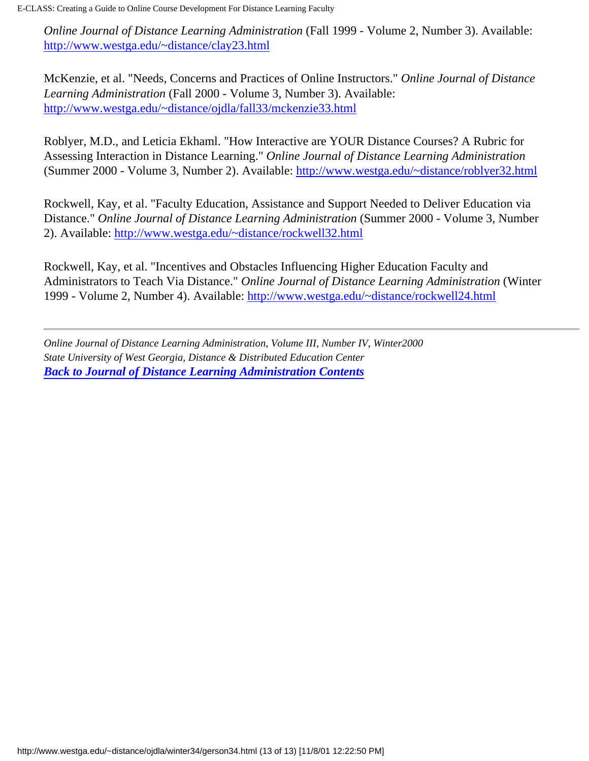*Online Journal of Distance Learning Administration* (Fall 1999 - Volume 2, Number 3). Available: http://www.westga.edu/~distance/clay23.html

McKenzie, et al. "Needs, Concerns and Practices of Online Instructors." *Online Journal of Distance Learning Administration* (Fall 2000 - Volume 3, Number 3). Available: http://www.westga.edu/~distance/ojdla/fall33/mckenzie33.html

Roblyer, M.D., and Leticia Ekhaml. "How Interactive are YOUR Distance Courses? A Rubric for Assessing Interaction in Distance Learning." *Online Journal of Distance Learning Administration* (Summer 2000 - Volume 3, Number 2). Available: http://www.westga.edu/~distance/roblyer32.html

Rockwell, Kay, et al. "Faculty Education, Assistance and Support Needed to Deliver Education via Distance." *Online Journal of Distance Learning Administration* (Summer 2000 - Volume 3, Number 2). Available: http://www.westga.edu/~distance/rockwell32.html

Rockwell, Kay, et al. "Incentives and Obstacles Influencing Higher Education Faculty and Administrators to Teach Via Distance." *Online Journal of Distance Learning Administration* (Winter 1999 - Volume 2, Number 4). Available: http://www.westga.edu/~distance/rockwell24.html

---

*Online Journal of Distance Learning Administration, Volume III, Number IV, Winter2000*
*State University of West Georgia, Distance & Distributed Education Center*
***Back to Journal of Distance Learning Administration Contents***